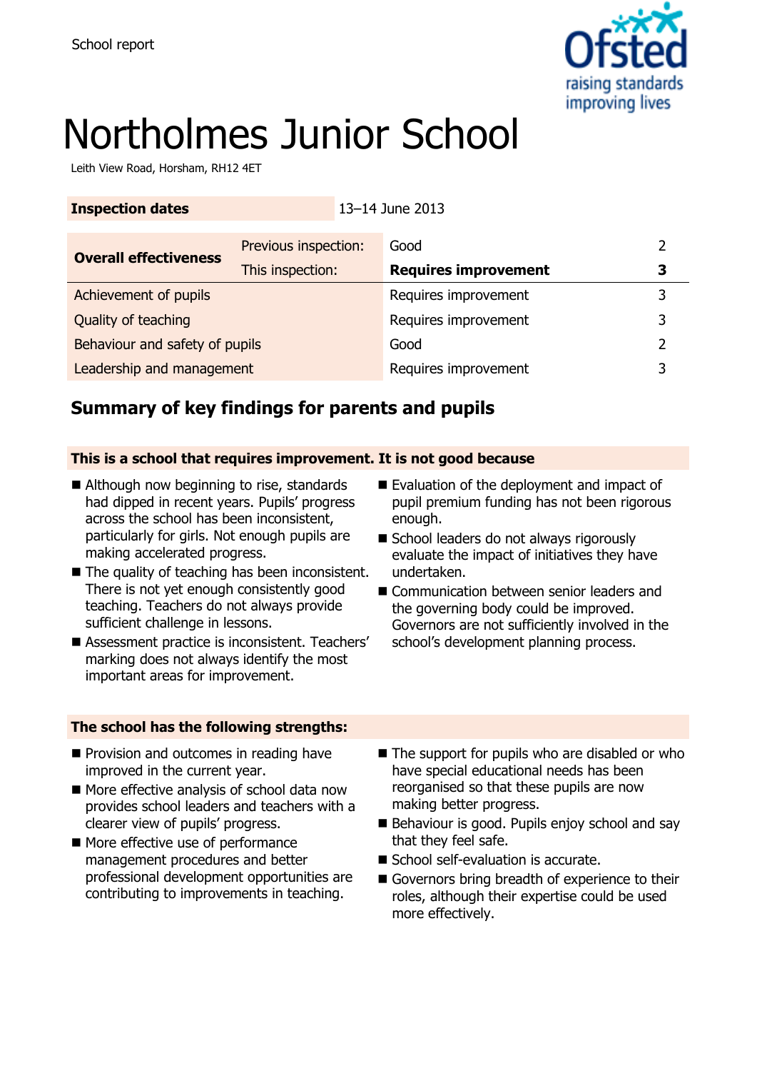School report

# Northolmes Junior School

Leith View Road, Horsham, RH12 4ET

| **Inspection dates** | 13–14 June 2013 | | |
|---|---|---|---|

| **Overall effectiveness** | Previous inspection: | Good | 2 |
|---|---|---|---|
| | This inspection: | **Requires improvement** | **3** |
| Achievement of pupils | | Requires improvement | 3 |
| Quality of teaching | | Requires improvement | 3 |
| Behaviour and safety of pupils | | Good | 2 |
| Leadership and management | | Requires improvement | 3 |

## Summary of key findings for parents and pupils

### This is a school that requires improvement. It is not good because

- Although now beginning to rise, standards had dipped in recent years. Pupils' progress across the school has been inconsistent, particularly for girls. Not enough pupils are making accelerated progress.
- The quality of teaching has been inconsistent. There is not yet enough consistently good teaching. Teachers do not always provide sufficient challenge in lessons.
- Assessment practice is inconsistent. Teachers' marking does not always identify the most important areas for improvement.
- Evaluation of the deployment and impact of pupil premium funding has not been rigorous enough.
- School leaders do not always rigorously evaluate the impact of initiatives they have undertaken.
- Communication between senior leaders and the governing body could be improved. Governors are not sufficiently involved in the school's development planning process.

### The school has the following strengths:

- Provision and outcomes in reading have improved in the current year.
- More effective analysis of school data now provides school leaders and teachers with a clearer view of pupils' progress.
- More effective use of performance management procedures and better professional development opportunities are contributing to improvements in teaching.
- The support for pupils who are disabled or who have special educational needs has been reorganised so that these pupils are now making better progress.
- Behaviour is good. Pupils enjoy school and say that they feel safe.
- School self-evaluation is accurate.
- Governors bring breadth of experience to their roles, although their expertise could be used more effectively.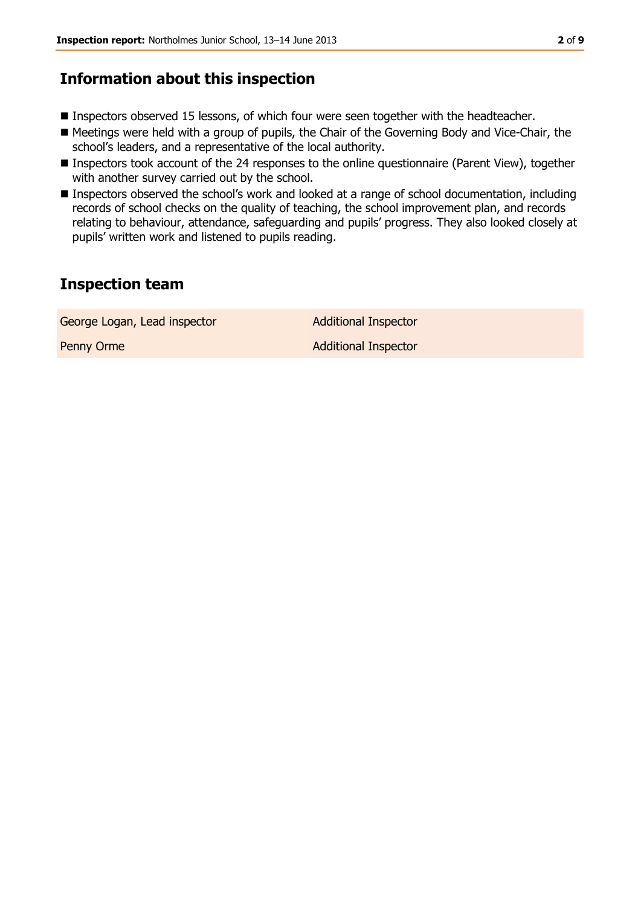## Information about this inspection

- Inspectors observed 15 lessons, of which four were seen together with the headteacher.
- Meetings were held with a group of pupils, the Chair of the Governing Body and Vice-Chair, the school's leaders, and a representative of the local authority.
- Inspectors took account of the 24 responses to the online questionnaire (Parent View), together with another survey carried out by the school.
- Inspectors observed the school's work and looked at a range of school documentation, including records of school checks on the quality of teaching, the school improvement plan, and records relating to behaviour, attendance, safeguarding and pupils' progress. They also looked closely at pupils' written work and listened to pupils reading.

## Inspection team

| | |
|---|---|
| George Logan, Lead inspector | Additional Inspector |
| Penny Orme | Additional Inspector |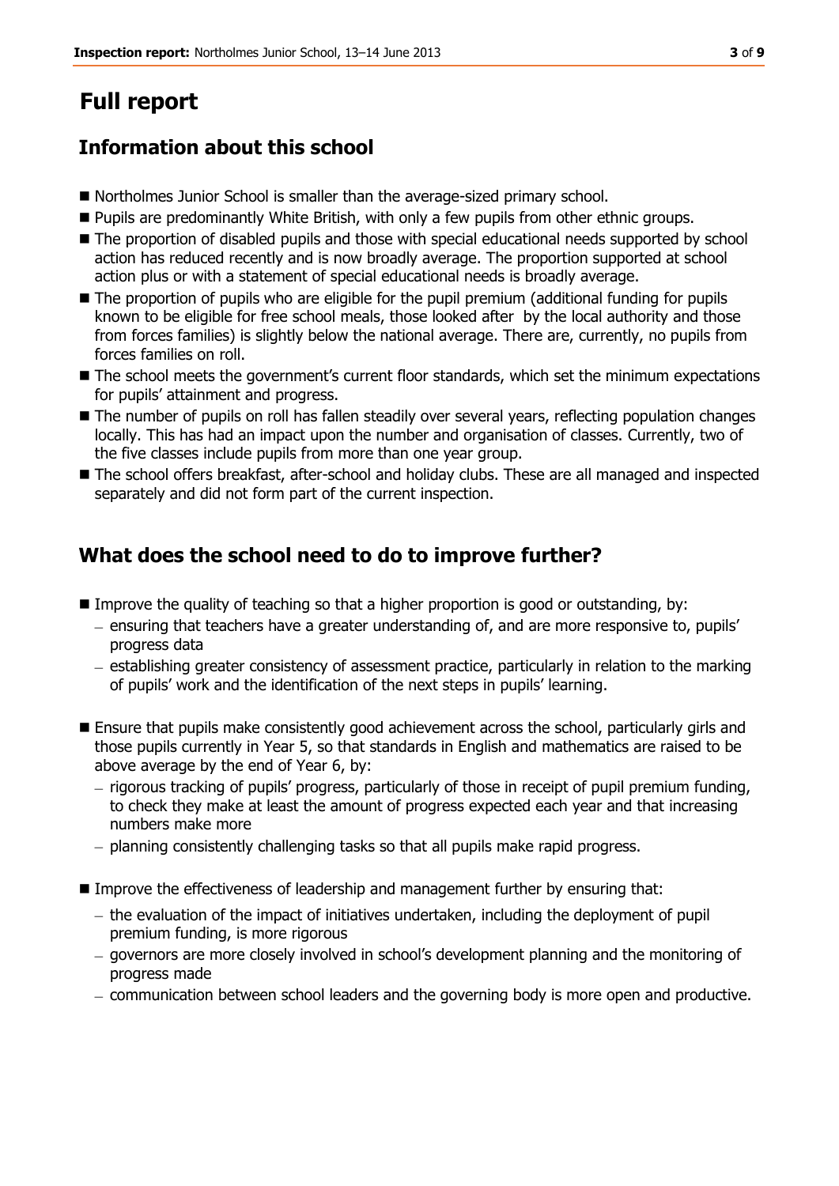# Full report

## Information about this school

- Northolmes Junior School is smaller than the average-sized primary school.
- Pupils are predominantly White British, with only a few pupils from other ethnic groups.
- The proportion of disabled pupils and those with special educational needs supported by school action has reduced recently and is now broadly average. The proportion supported at school action plus or with a statement of special educational needs is broadly average.
- The proportion of pupils who are eligible for the pupil premium (additional funding for pupils known to be eligible for free school meals, those looked after by the local authority and those from forces families) is slightly below the national average. There are, currently, no pupils from forces families on roll.
- The school meets the government's current floor standards, which set the minimum expectations for pupils' attainment and progress.
- The number of pupils on roll has fallen steadily over several years, reflecting population changes locally. This has had an impact upon the number and organisation of classes. Currently, two of the five classes include pupils from more than one year group.
- The school offers breakfast, after-school and holiday clubs. These are all managed and inspected separately and did not form part of the current inspection.

## What does the school need to do to improve further?

- Improve the quality of teaching so that a higher proportion is good or outstanding, by:
  - ensuring that teachers have a greater understanding of, and are more responsive to, pupils' progress data
  - establishing greater consistency of assessment practice, particularly in relation to the marking of pupils' work and the identification of the next steps in pupils' learning.
- Ensure that pupils make consistently good achievement across the school, particularly girls and those pupils currently in Year 5, so that standards in English and mathematics are raised to be above average by the end of Year 6, by:
  - rigorous tracking of pupils' progress, particularly of those in receipt of pupil premium funding, to check they make at least the amount of progress expected each year and that increasing numbers make more
  - planning consistently challenging tasks so that all pupils make rapid progress.
- Improve the effectiveness of leadership and management further by ensuring that:
  - the evaluation of the impact of initiatives undertaken, including the deployment of pupil premium funding, is more rigorous
  - governors are more closely involved in school's development planning and the monitoring of progress made
  - communication between school leaders and the governing body is more open and productive.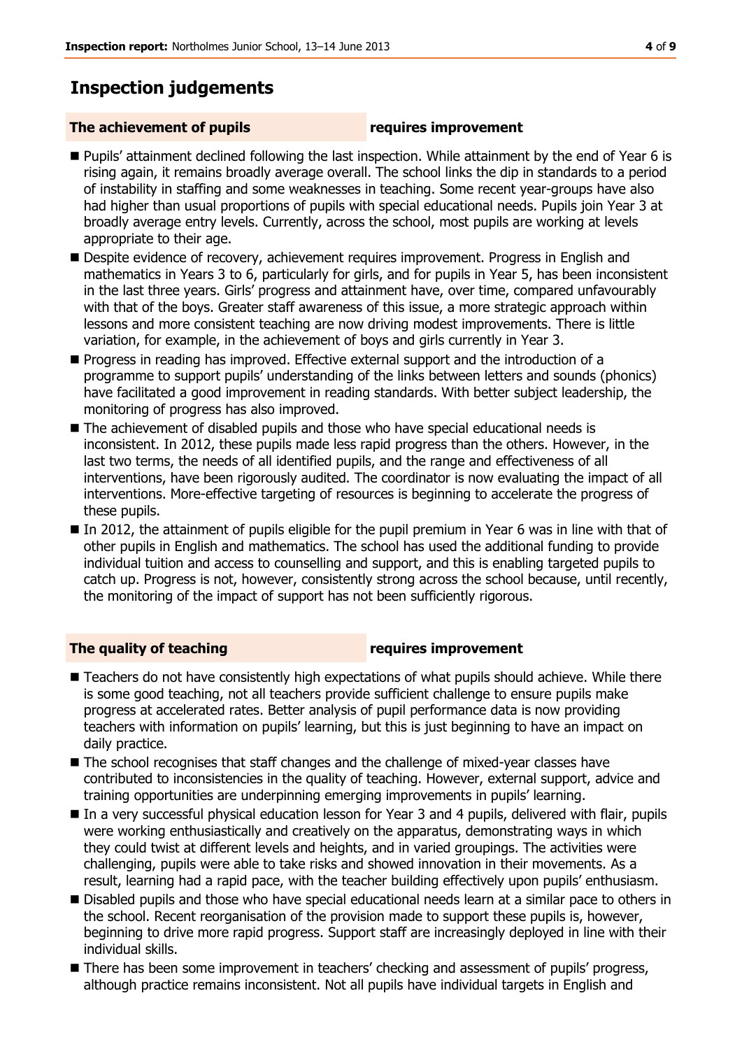# Inspection judgements

| **The achievement of pupils** | **requires improvement** |
|---|---|

- Pupils' attainment declined following the last inspection. While attainment by the end of Year 6 is rising again, it remains broadly average overall. The school links the dip in standards to a period of instability in staffing and some weaknesses in teaching. Some recent year-groups have also had higher than usual proportions of pupils with special educational needs. Pupils join Year 3 at broadly average entry levels. Currently, across the school, most pupils are working at levels appropriate to their age.
- Despite evidence of recovery, achievement requires improvement. Progress in English and mathematics in Years 3 to 6, particularly for girls, and for pupils in Year 5, has been inconsistent in the last three years. Girls' progress and attainment have, over time, compared unfavourably with that of the boys. Greater staff awareness of this issue, a more strategic approach within lessons and more consistent teaching are now driving modest improvements. There is little variation, for example, in the achievement of boys and girls currently in Year 3.
- Progress in reading has improved. Effective external support and the introduction of a programme to support pupils' understanding of the links between letters and sounds (phonics) have facilitated a good improvement in reading standards. With better subject leadership, the monitoring of progress has also improved.
- The achievement of disabled pupils and those who have special educational needs is inconsistent. In 2012, these pupils made less rapid progress than the others. However, in the last two terms, the needs of all identified pupils, and the range and effectiveness of all interventions, have been rigorously audited. The coordinator is now evaluating the impact of all interventions. More-effective targeting of resources is beginning to accelerate the progress of these pupils.
- In 2012, the attainment of pupils eligible for the pupil premium in Year 6 was in line with that of other pupils in English and mathematics. The school has used the additional funding to provide individual tuition and access to counselling and support, and this is enabling targeted pupils to catch up. Progress is not, however, consistently strong across the school because, until recently, the monitoring of the impact of support has not been sufficiently rigorous.

| **The quality of teaching** | **requires improvement** |
|---|---|

- Teachers do not have consistently high expectations of what pupils should achieve. While there is some good teaching, not all teachers provide sufficient challenge to ensure pupils make progress at accelerated rates. Better analysis of pupil performance data is now providing teachers with information on pupils' learning, but this is just beginning to have an impact on daily practice.
- The school recognises that staff changes and the challenge of mixed-year classes have contributed to inconsistencies in the quality of teaching. However, external support, advice and training opportunities are underpinning emerging improvements in pupils' learning.
- In a very successful physical education lesson for Year 3 and 4 pupils, delivered with flair, pupils were working enthusiastically and creatively on the apparatus, demonstrating ways in which they could twist at different levels and heights, and in varied groupings. The activities were challenging, pupils were able to take risks and showed innovation in their movements. As a result, learning had a rapid pace, with the teacher building effectively upon pupils' enthusiasm.
- Disabled pupils and those who have special educational needs learn at a similar pace to others in the school. Recent reorganisation of the provision made to support these pupils is, however, beginning to drive more rapid progress. Support staff are increasingly deployed in line with their individual skills.
- There has been some improvement in teachers' checking and assessment of pupils' progress, although practice remains inconsistent. Not all pupils have individual targets in English and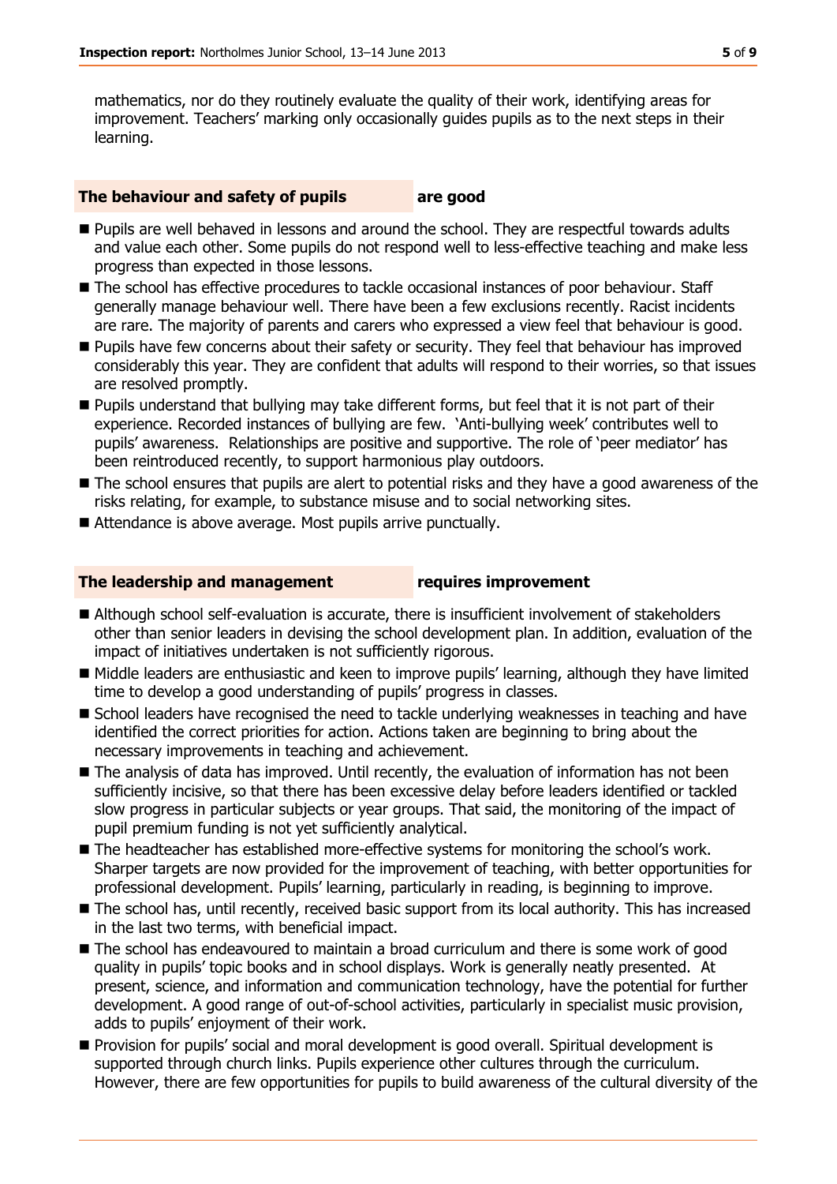mathematics, nor do they routinely evaluate the quality of their work, identifying areas for improvement. Teachers' marking only occasionally guides pupils as to the next steps in their learning.

### The behaviour and safety of pupils **are good**

- Pupils are well behaved in lessons and around the school. They are respectful towards adults and value each other. Some pupils do not respond well to less-effective teaching and make less progress than expected in those lessons.
- The school has effective procedures to tackle occasional instances of poor behaviour. Staff generally manage behaviour well. There have been a few exclusions recently. Racist incidents are rare. The majority of parents and carers who expressed a view feel that behaviour is good.
- Pupils have few concerns about their safety or security. They feel that behaviour has improved considerably this year. They are confident that adults will respond to their worries, so that issues are resolved promptly.
- Pupils understand that bullying may take different forms, but feel that it is not part of their experience. Recorded instances of bullying are few. 'Anti-bullying week' contributes well to pupils' awareness. Relationships are positive and supportive. The role of 'peer mediator' has been reintroduced recently, to support harmonious play outdoors.
- The school ensures that pupils are alert to potential risks and they have a good awareness of the risks relating, for example, to substance misuse and to social networking sites.
- Attendance is above average. Most pupils arrive punctually.

### The leadership and management **requires improvement**

- Although school self-evaluation is accurate, there is insufficient involvement of stakeholders other than senior leaders in devising the school development plan. In addition, evaluation of the impact of initiatives undertaken is not sufficiently rigorous.
- Middle leaders are enthusiastic and keen to improve pupils' learning, although they have limited time to develop a good understanding of pupils' progress in classes.
- School leaders have recognised the need to tackle underlying weaknesses in teaching and have identified the correct priorities for action. Actions taken are beginning to bring about the necessary improvements in teaching and achievement.
- The analysis of data has improved. Until recently, the evaluation of information has not been sufficiently incisive, so that there has been excessive delay before leaders identified or tackled slow progress in particular subjects or year groups. That said, the monitoring of the impact of pupil premium funding is not yet sufficiently analytical.
- The headteacher has established more-effective systems for monitoring the school's work. Sharper targets are now provided for the improvement of teaching, with better opportunities for professional development. Pupils' learning, particularly in reading, is beginning to improve.
- The school has, until recently, received basic support from its local authority. This has increased in the last two terms, with beneficial impact.
- The school has endeavoured to maintain a broad curriculum and there is some work of good quality in pupils' topic books and in school displays. Work is generally neatly presented. At present, science, and information and communication technology, have the potential for further development. A good range of out-of-school activities, particularly in specialist music provision, adds to pupils' enjoyment of their work.
- Provision for pupils' social and moral development is good overall. Spiritual development is supported through church links. Pupils experience other cultures through the curriculum. However, there are few opportunities for pupils to build awareness of the cultural diversity of the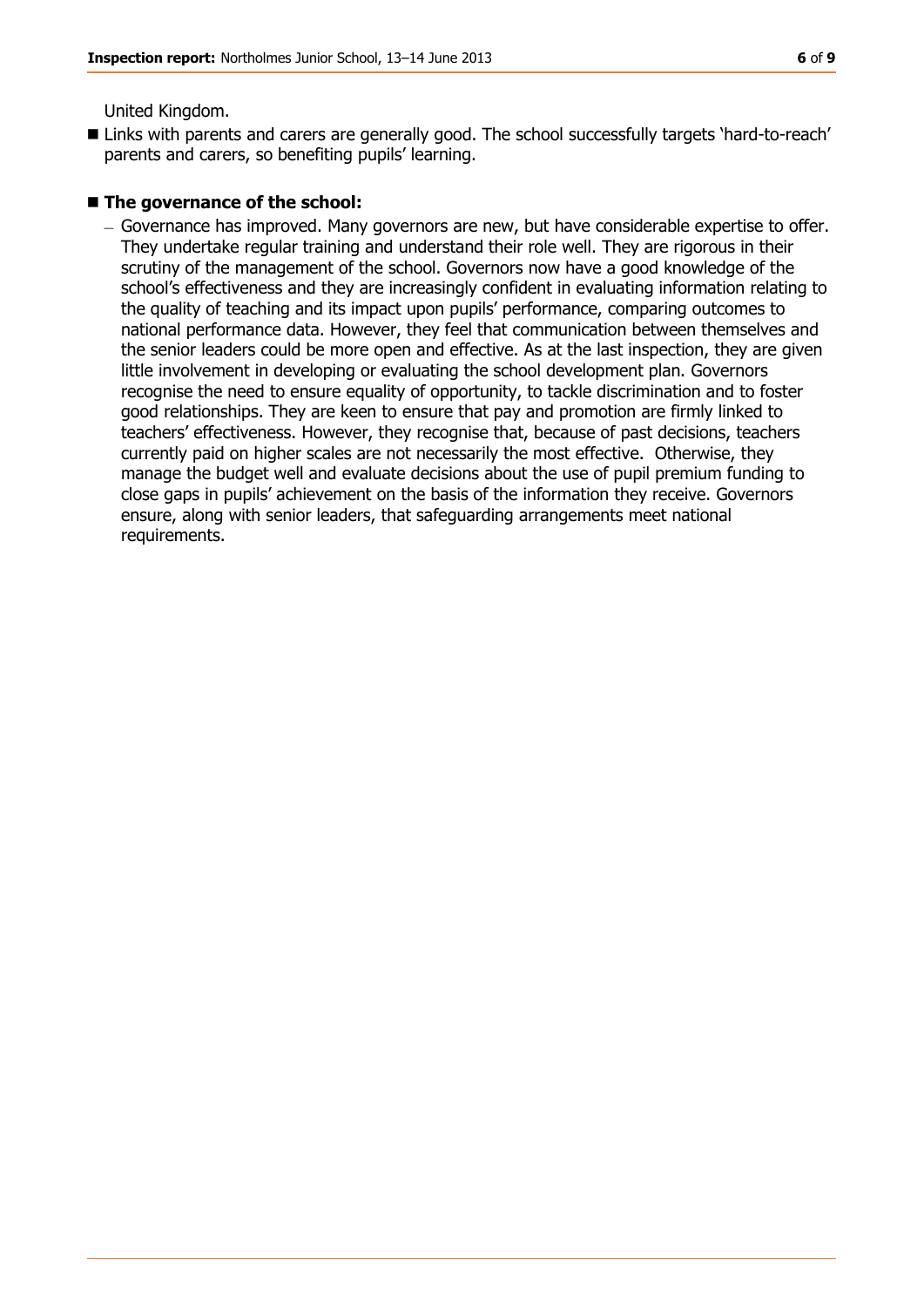United Kingdom.

- Links with parents and carers are generally good. The school successfully targets 'hard-to-reach' parents and carers, so benefiting pupils' learning.

- **The governance of the school:**
  - Governance has improved. Many governors are new, but have considerable expertise to offer. They undertake regular training and understand their role well. They are rigorous in their scrutiny of the management of the school. Governors now have a good knowledge of the school's effectiveness and they are increasingly confident in evaluating information relating to the quality of teaching and its impact upon pupils' performance, comparing outcomes to national performance data. However, they feel that communication between themselves and the senior leaders could be more open and effective. As at the last inspection, they are given little involvement in developing or evaluating the school development plan. Governors recognise the need to ensure equality of opportunity, to tackle discrimination and to foster good relationships. They are keen to ensure that pay and promotion are firmly linked to teachers' effectiveness. However, they recognise that, because of past decisions, teachers currently paid on higher scales are not necessarily the most effective. Otherwise, they manage the budget well and evaluate decisions about the use of pupil premium funding to close gaps in pupils' achievement on the basis of the information they receive. Governors ensure, along with senior leaders, that safeguarding arrangements meet national requirements.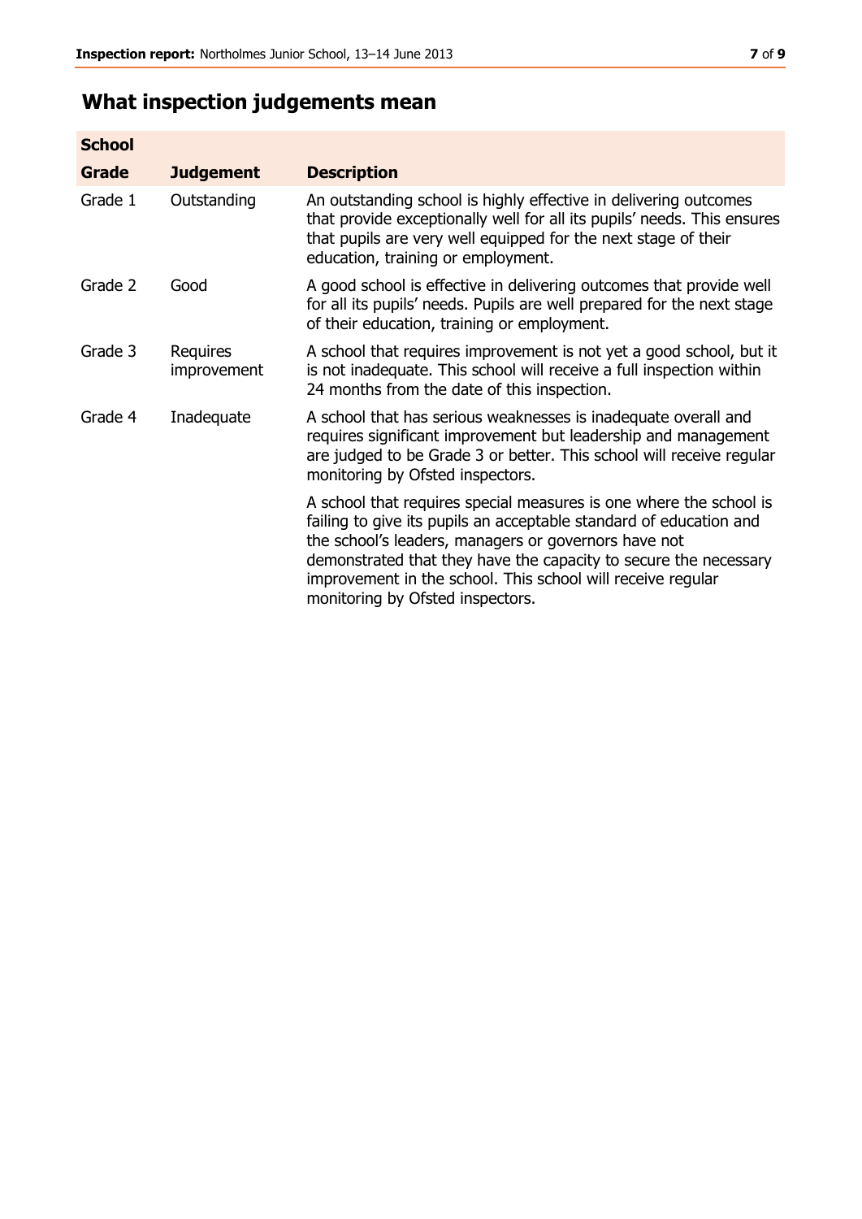## What inspection judgements mean

| School Grade | Judgement | Description |
|---|---|---|
| Grade 1 | Outstanding | An outstanding school is highly effective in delivering outcomes that provide exceptionally well for all its pupils' needs. This ensures that pupils are very well equipped for the next stage of their education, training or employment. |
| Grade 2 | Good | A good school is effective in delivering outcomes that provide well for all its pupils' needs. Pupils are well prepared for the next stage of their education, training or employment. |
| Grade 3 | Requires improvement | A school that requires improvement is not yet a good school, but it is not inadequate. This school will receive a full inspection within 24 months from the date of this inspection. |
| Grade 4 | Inadequate | A school that has serious weaknesses is inadequate overall and requires significant improvement but leadership and management are judged to be Grade 3 or better. This school will receive regular monitoring by Ofsted inspectors. |
| | | A school that requires special measures is one where the school is failing to give its pupils an acceptable standard of education and the school's leaders, managers or governors have not demonstrated that they have the capacity to secure the necessary improvement in the school. This school will receive regular monitoring by Ofsted inspectors. |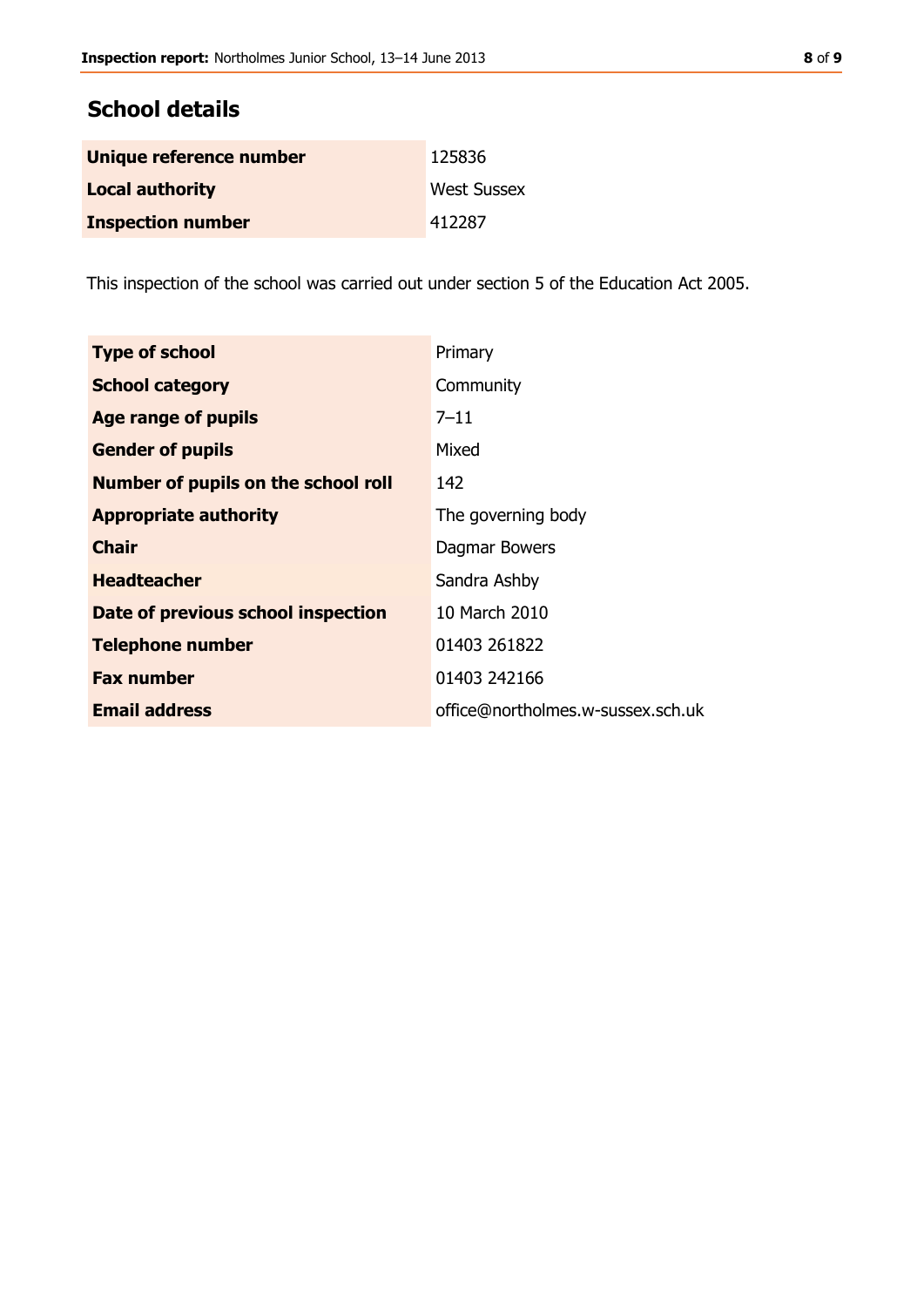## School details

| | |
|---|---|
| **Unique reference number** | 125836 |
| **Local authority** | West Sussex |
| **Inspection number** | 412287 |

This inspection of the school was carried out under section 5 of the Education Act 2005.

| | |
|---|---|
| **Type of school** | Primary |
| **School category** | Community |
| **Age range of pupils** | 7–11 |
| **Gender of pupils** | Mixed |
| **Number of pupils on the school roll** | 142 |
| **Appropriate authority** | The governing body |
| **Chair** | Dagmar Bowers |
| **Headteacher** | Sandra Ashby |
| **Date of previous school inspection** | 10 March 2010 |
| **Telephone number** | 01403 261822 |
| **Fax number** | 01403 242166 |
| **Email address** | office@northolmes.w-sussex.sch.uk |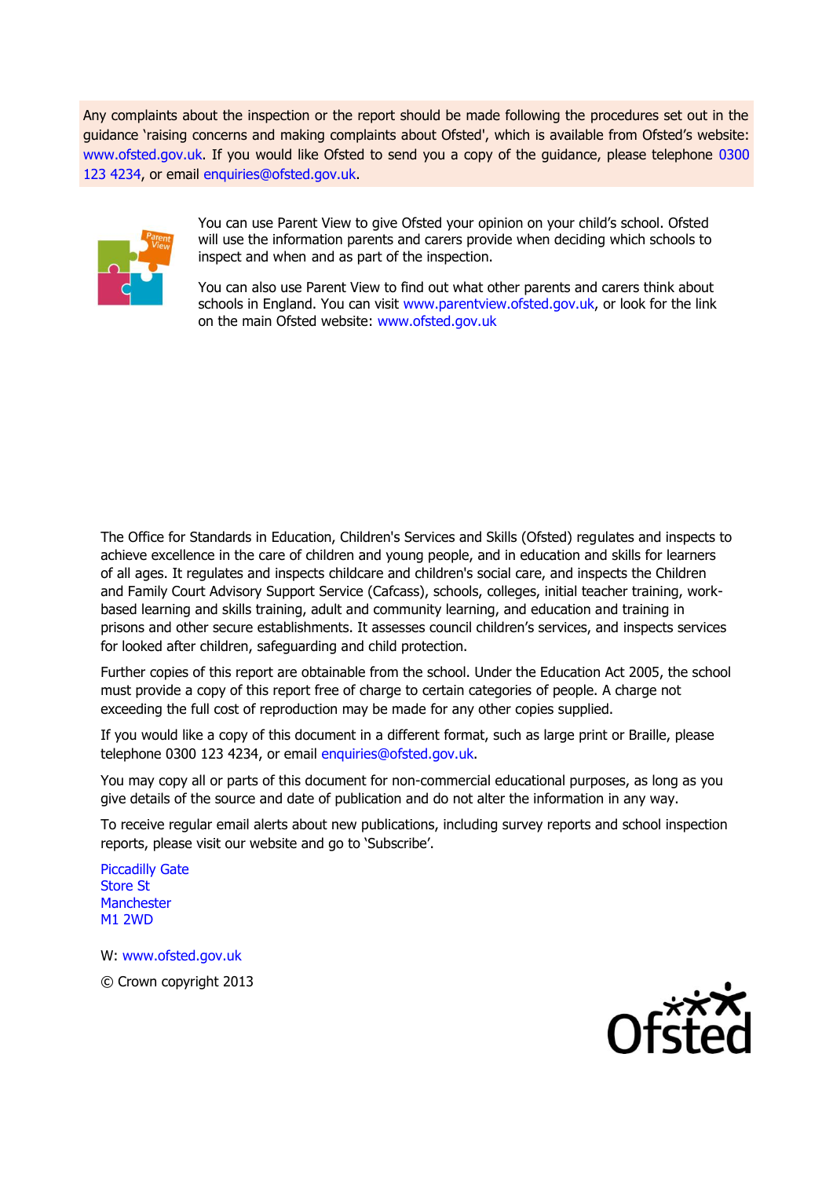Any complaints about the inspection or the report should be made following the procedures set out in the guidance 'raising concerns and making complaints about Ofsted', which is available from Ofsted's website: www.ofsted.gov.uk. If you would like Ofsted to send you a copy of the guidance, please telephone 0300 123 4234, or email enquiries@ofsted.gov.uk.

You can use Parent View to give Ofsted your opinion on your child's school. Ofsted will use the information parents and carers provide when deciding which schools to inspect and when and as part of the inspection.

You can also use Parent View to find out what other parents and carers think about schools in England. You can visit www.parentview.ofsted.gov.uk, or look for the link on the main Ofsted website: www.ofsted.gov.uk

The Office for Standards in Education, Children's Services and Skills (Ofsted) regulates and inspects to achieve excellence in the care of children and young people, and in education and skills for learners of all ages. It regulates and inspects childcare and children's social care, and inspects the Children and Family Court Advisory Support Service (Cafcass), schools, colleges, initial teacher training, work-based learning and skills training, adult and community learning, and education and training in prisons and other secure establishments. It assesses council children's services, and inspects services for looked after children, safeguarding and child protection.

Further copies of this report are obtainable from the school. Under the Education Act 2005, the school must provide a copy of this report free of charge to certain categories of people. A charge not exceeding the full cost of reproduction may be made for any other copies supplied.

If you would like a copy of this document in a different format, such as large print or Braille, please telephone 0300 123 4234, or email enquiries@ofsted.gov.uk.

You may copy all or parts of this document for non-commercial educational purposes, as long as you give details of the source and date of publication and do not alter the information in any way.

To receive regular email alerts about new publications, including survey reports and school inspection reports, please visit our website and go to 'Subscribe'.

Piccadilly Gate
Store St
Manchester
M1 2WD

W: www.ofsted.gov.uk

© Crown copyright 2013